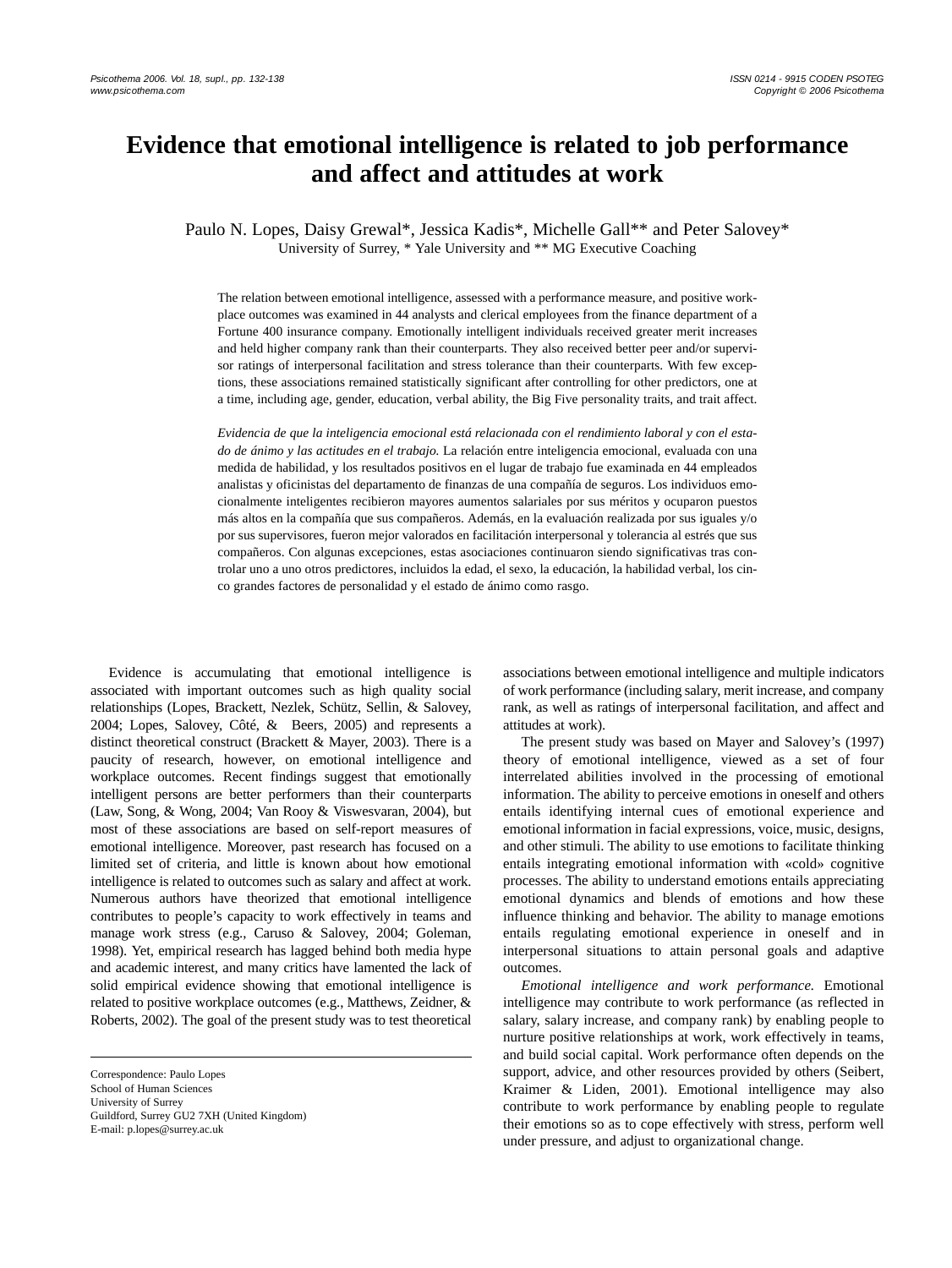# Evidence that emotional intelligence is related to job performance and affect and attitudes at work

Paulo N. Lopes, Daisy Grewal*, Jessica Kadis*, Michelle Gall** and Peter Salovey*

University of Surrey, * Yale University and ** MG Executive Coaching

The relation between emotional intelligence, assessed with a performance measure, and positive workplace outcomes was examined in 44 analysts and clerical employees from the finance department of a Fortune 400 insurance company. Emotionally intelligent individuals received greater merit increases and held higher company rank than their counterparts. They also received better peer and/or supervisor ratings of interpersonal facilitation and stress tolerance than their counterparts. With few exceptions, these associations remained statistically significant after controlling for other predictors, one at a time, including age, gender, education, verbal ability, the Big Five personality traits, and trait affect.

*Evidencia de que la inteligencia emocional está relacionada con el rendimiento laboral y con el estado de ánimo y las actitudes en el trabajo.* La relación entre inteligencia emocional, evaluada con una medida de habilidad, y los resultados positivos en el lugar de trabajo fue examinada en 44 empleados analistas y oficinistas del departamento de finanzas de una compañía de seguros. Los individuos emocionalmente inteligentes recibieron mayores aumentos salariales por sus méritos y ocuparon puestos más altos en la compañía que sus compañeros. Además, en la evaluación realizada por sus iguales y/o por sus supervisores, fueron mejor valorados en facilitación interpersonal y tolerancia al estrés que sus compañeros. Con algunas excepciones, estas asociaciones continuaron siendo significativas tras controlar uno a uno otros predictores, incluidos la edad, el sexo, la educación, la habilidad verbal, los cinco grandes factores de personalidad y el estado de ánimo como rasgo.

Evidence is accumulating that emotional intelligence is associated with important outcomes such as high quality social relationships (Lopes, Brackett, Nezlek, Schütz, Sellin, & Salovey, 2004; Lopes, Salovey, Côté, & Beers, 2005) and represents a distinct theoretical construct (Brackett & Mayer, 2003). There is a paucity of research, however, on emotional intelligence and workplace outcomes. Recent findings suggest that emotionally intelligent persons are better performers than their counterparts (Law, Song, & Wong, 2004; Van Rooy & Viswesvaran, 2004), but most of these associations are based on self-report measures of emotional intelligence. Moreover, past research has focused on a limited set of criteria, and little is known about how emotional intelligence is related to outcomes such as salary and affect at work. Numerous authors have theorized that emotional intelligence contributes to people's capacity to work effectively in teams and manage work stress (e.g., Caruso & Salovey, 2004; Goleman, 1998). Yet, empirical research has lagged behind both media hype and academic interest, and many critics have lamented the lack of solid empirical evidence showing that emotional intelligence is related to positive workplace outcomes (e.g., Matthews, Zeidner, & Roberts, 2002). The goal of the present study was to test theoretical associations between emotional intelligence and multiple indicators of work performance (including salary, merit increase, and company rank, as well as ratings of interpersonal facilitation, and affect and attitudes at work).

The present study was based on Mayer and Salovey's (1997) theory of emotional intelligence, viewed as a set of four interrelated abilities involved in the processing of emotional information. The ability to perceive emotions in oneself and others entails identifying internal cues of emotional experience and emotional information in facial expressions, voice, music, designs, and other stimuli. The ability to use emotions to facilitate thinking entails integrating emotional information with «cold» cognitive processes. The ability to understand emotions entails appreciating emotional dynamics and blends of emotions and how these influence thinking and behavior. The ability to manage emotions entails regulating emotional experience in oneself and in interpersonal situations to attain personal goals and adaptive outcomes.

*Emotional intelligence and work performance.* Emotional intelligence may contribute to work performance (as reflected in salary, salary increase, and company rank) by enabling people to nurture positive relationships at work, work effectively in teams, and build social capital. Work performance often depends on the support, advice, and other resources provided by others (Seibert, Kraimer & Liden, 2001). Emotional intelligence may also contribute to work performance by enabling people to regulate their emotions so as to cope effectively with stress, perform well under pressure, and adjust to organizational change.

Correspondence: Paulo Lopes
School of Human Sciences
University of Surrey
Guildford, Surrey GU2 7XH (United Kingdom)
E-mail: p.lopes@surrey.ac.uk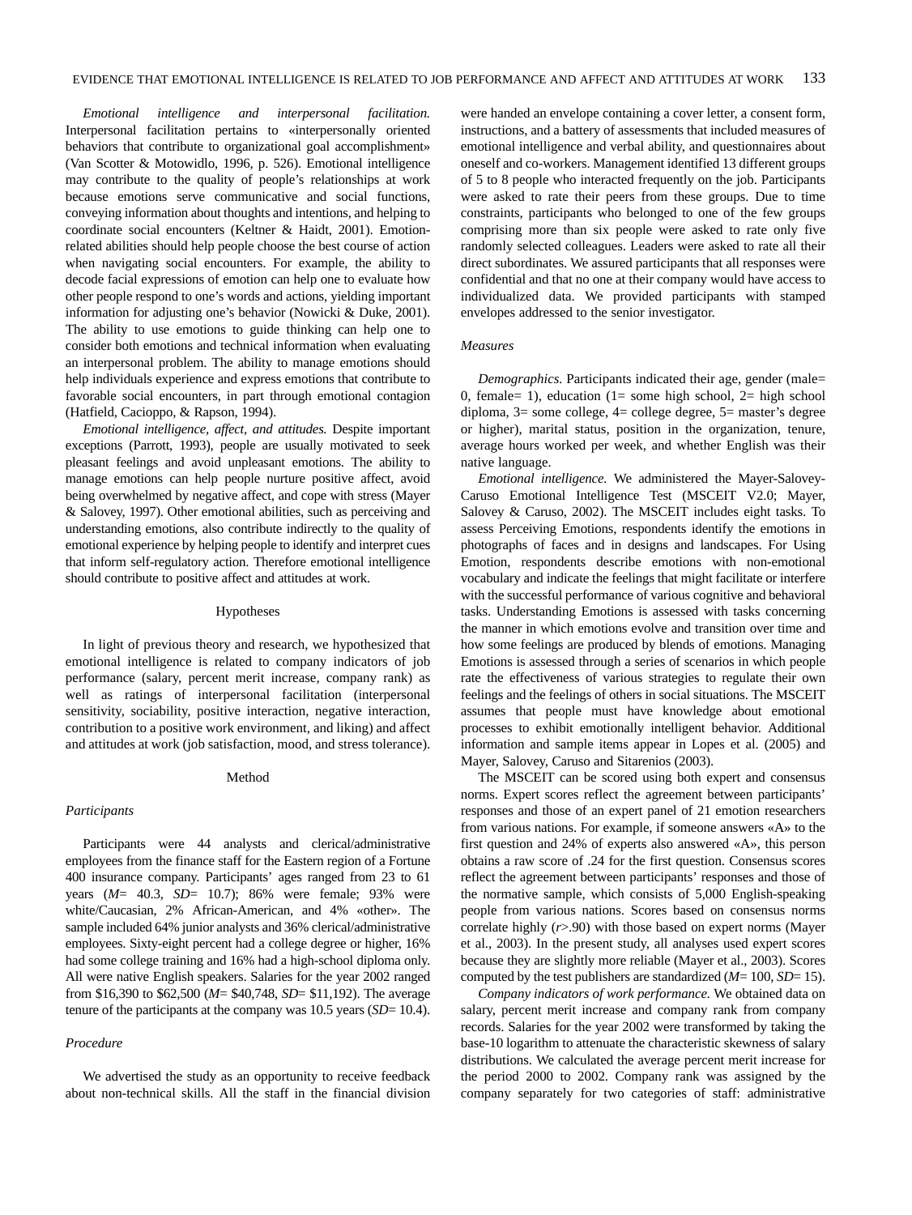*Emotional intelligence and interpersonal facilitation.* Interpersonal facilitation pertains to «interpersonally oriented behaviors that contribute to organizational goal accomplishment» (Van Scotter & Motowidlo, 1996, p. 526). Emotional intelligence may contribute to the quality of people's relationships at work because emotions serve communicative and social functions, conveying information about thoughts and intentions, and helping to coordinate social encounters (Keltner & Haidt, 2001). Emotion-related abilities should help people choose the best course of action when navigating social encounters. For example, the ability to decode facial expressions of emotion can help one to evaluate how other people respond to one's words and actions, yielding important information for adjusting one's behavior (Nowicki & Duke, 2001). The ability to use emotions to guide thinking can help one to consider both emotions and technical information when evaluating an interpersonal problem. The ability to manage emotions should help individuals experience and express emotions that contribute to favorable social encounters, in part through emotional contagion (Hatfield, Cacioppo, & Rapson, 1994).

*Emotional intelligence, affect, and attitudes.* Despite important exceptions (Parrott, 1993), people are usually motivated to seek pleasant feelings and avoid unpleasant emotions. The ability to manage emotions can help people nurture positive affect, avoid being overwhelmed by negative affect, and cope with stress (Mayer & Salovey, 1997). Other emotional abilities, such as perceiving and understanding emotions, also contribute indirectly to the quality of emotional experience by helping people to identify and interpret cues that inform self-regulatory action. Therefore emotional intelligence should contribute to positive affect and attitudes at work.

## Hypotheses

In light of previous theory and research, we hypothesized that emotional intelligence is related to company indicators of job performance (salary, percent merit increase, company rank) as well as ratings of interpersonal facilitation (interpersonal sensitivity, sociability, positive interaction, negative interaction, contribution to a positive work environment, and liking) and affect and attitudes at work (job satisfaction, mood, and stress tolerance).

## Method

### Participants

Participants were 44 analysts and clerical/administrative employees from the finance staff for the Eastern region of a Fortune 400 insurance company. Participants' ages ranged from 23 to 61 years ($M$= 40.3, $SD$= 10.7); 86% were female; 93% were white/Caucasian, 2% African-American, and 4% «other». The sample included 64% junior analysts and 36% clerical/administrative employees. Sixty-eight percent had a college degree or higher, 16% had some college training and 16% had a high-school diploma only. All were native English speakers. Salaries for the year 2002 ranged from $16,390 to $62,500 ($M$= $40,748, $SD$= $11,192). The average tenure of the participants at the company was 10.5 years ($SD$= 10.4).

### Procedure

We advertised the study as an opportunity to receive feedback about non-technical skills. All the staff in the financial division were handed an envelope containing a cover letter, a consent form, instructions, and a battery of assessments that included measures of emotional intelligence and verbal ability, and questionnaires about oneself and co-workers. Management identified 13 different groups of 5 to 8 people who interacted frequently on the job. Participants were asked to rate their peers from these groups. Due to time constraints, participants who belonged to one of the few groups comprising more than six people were asked to rate only five randomly selected colleagues. Leaders were asked to rate all their direct subordinates. We assured participants that all responses were confidential and that no one at their company would have access to individualized data. We provided participants with stamped envelopes addressed to the senior investigator.

### Measures

*Demographics.* Participants indicated their age, gender (male= 0, female= 1), education (1= some high school, 2= high school diploma, 3= some college, 4= college degree, 5= master's degree or higher), marital status, position in the organization, tenure, average hours worked per week, and whether English was their native language.

*Emotional intelligence.* We administered the Mayer-Salovey-Caruso Emotional Intelligence Test (MSCEIT V2.0; Mayer, Salovey & Caruso, 2002). The MSCEIT includes eight tasks. To assess Perceiving Emotions, respondents identify the emotions in photographs of faces and in designs and landscapes. For Using Emotion, respondents describe emotions with non-emotional vocabulary and indicate the feelings that might facilitate or interfere with the successful performance of various cognitive and behavioral tasks. Understanding Emotions is assessed with tasks concerning the manner in which emotions evolve and transition over time and how some feelings are produced by blends of emotions. Managing Emotions is assessed through a series of scenarios in which people rate the effectiveness of various strategies to regulate their own feelings and the feelings of others in social situations. The MSCEIT assumes that people must have knowledge about emotional processes to exhibit emotionally intelligent behavior. Additional information and sample items appear in Lopes et al. (2005) and Mayer, Salovey, Caruso and Sitarenios (2003).

The MSCEIT can be scored using both expert and consensus norms. Expert scores reflect the agreement between participants' responses and those of an expert panel of 21 emotion researchers from various nations. For example, if someone answers «A» to the first question and 24% of experts also answered «A», this person obtains a raw score of .24 for the first question. Consensus scores reflect the agreement between participants' responses and those of the normative sample, which consists of 5,000 English-speaking people from various nations. Scores based on consensus norms correlate highly ($r$>.90) with those based on expert norms (Mayer et al., 2003). In the present study, all analyses used expert scores because they are slightly more reliable (Mayer et al., 2003). Scores computed by the test publishers are standardized ($M$= 100, $SD$= 15).

*Company indicators of work performance.* We obtained data on salary, percent merit increase and company rank from company records. Salaries for the year 2002 were transformed by taking the base-10 logarithm to attenuate the characteristic skewness of salary distributions. We calculated the average percent merit increase for the period 2000 to 2002. Company rank was assigned by the company separately for two categories of staff: administrative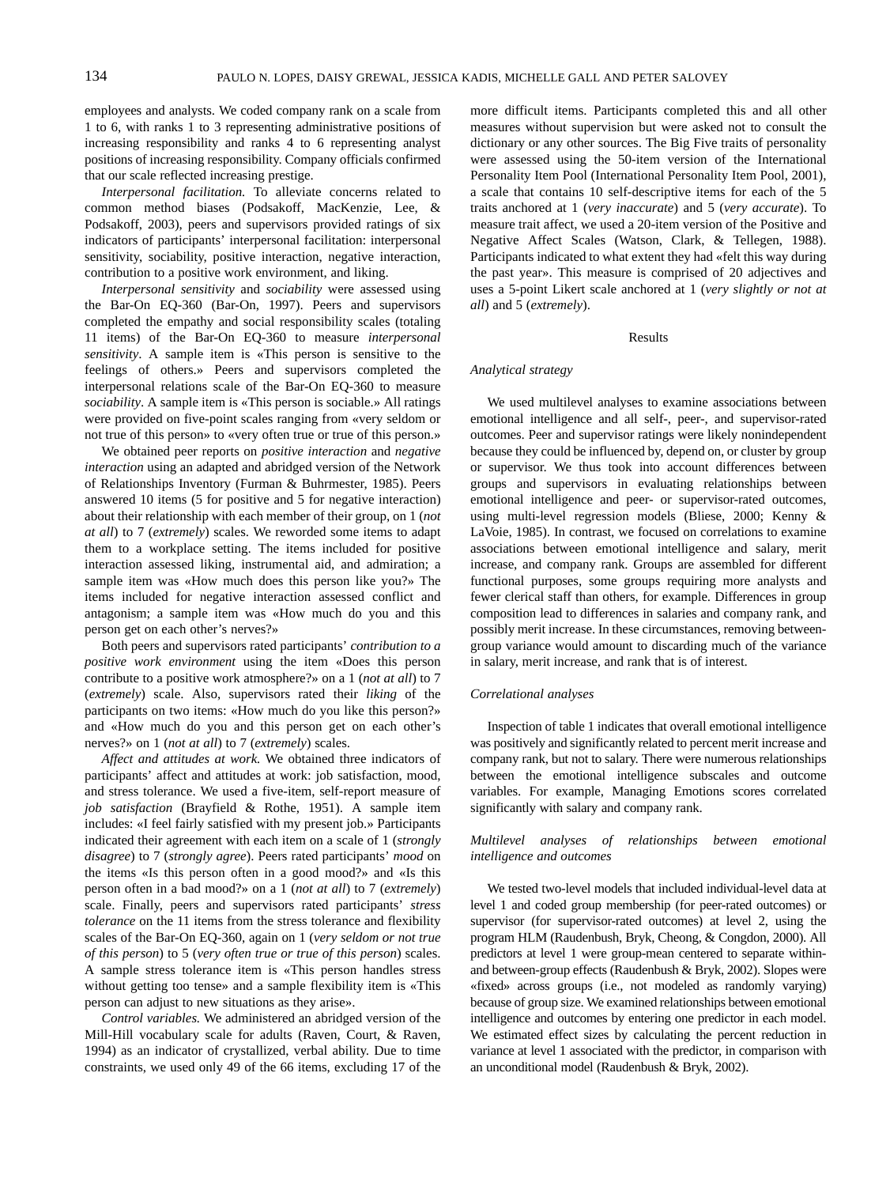employees and analysts. We coded company rank on a scale from 1 to 6, with ranks 1 to 3 representing administrative positions of increasing responsibility and ranks 4 to 6 representing analyst positions of increasing responsibility. Company officials confirmed that our scale reflected increasing prestige.

*Interpersonal facilitation.* To alleviate concerns related to common method biases (Podsakoff, MacKenzie, Lee, & Podsakoff, 2003), peers and supervisors provided ratings of six indicators of participants' interpersonal facilitation: interpersonal sensitivity, sociability, positive interaction, negative interaction, contribution to a positive work environment, and liking.

*Interpersonal sensitivity* and *sociability* were assessed using the Bar-On EQ-360 (Bar-On, 1997). Peers and supervisors completed the empathy and social responsibility scales (totaling 11 items) of the Bar-On EQ-360 to measure *interpersonal sensitivity*. A sample item is «This person is sensitive to the feelings of others.» Peers and supervisors completed the interpersonal relations scale of the Bar-On EQ-360 to measure *sociability*. A sample item is «This person is sociable.» All ratings were provided on five-point scales ranging from «very seldom or not true of this person» to «very often true or true of this person.»

We obtained peer reports on *positive interaction* and *negative interaction* using an adapted and abridged version of the Network of Relationships Inventory (Furman & Buhrmester, 1985). Peers answered 10 items (5 for positive and 5 for negative interaction) about their relationship with each member of their group, on 1 (*not at all*) to 7 (*extremely*) scales. We reworded some items to adapt them to a workplace setting. The items included for positive interaction assessed liking, instrumental aid, and admiration; a sample item was «How much does this person like you?» The items included for negative interaction assessed conflict and antagonism; a sample item was «How much do you and this person get on each other's nerves?»

Both peers and supervisors rated participants' *contribution to a positive work environment* using the item «Does this person contribute to a positive work atmosphere?» on a 1 (*not at all*) to 7 (*extremely*) scale. Also, supervisors rated their *liking* of the participants on two items: «How much do you like this person?» and «How much do you and this person get on each other's nerves?» on 1 (*not at all*) to 7 (*extremely*) scales.

*Affect and attitudes at work.* We obtained three indicators of participants' affect and attitudes at work: job satisfaction, mood, and stress tolerance. We used a five-item, self-report measure of *job satisfaction* (Brayfield & Rothe, 1951). A sample item includes: «I feel fairly satisfied with my present job.» Participants indicated their agreement with each item on a scale of 1 (*strongly disagree*) to 7 (*strongly agree*). Peers rated participants' *mood* on the items «Is this person often in a good mood?» and «Is this person often in a bad mood?» on a 1 (*not at all*) to 7 (*extremely*) scale. Finally, peers and supervisors rated participants' *stress tolerance* on the 11 items from the stress tolerance and flexibility scales of the Bar-On EQ-360, again on 1 (*very seldom or not true of this person*) to 5 (*very often true or true of this person*) scales. A sample stress tolerance item is «This person handles stress without getting too tense» and a sample flexibility item is «This person can adjust to new situations as they arise».

*Control variables.* We administered an abridged version of the Mill-Hill vocabulary scale for adults (Raven, Court, & Raven, 1994) as an indicator of crystallized, verbal ability. Due to time constraints, we used only 49 of the 66 items, excluding 17 of the more difficult items. Participants completed this and all other measures without supervision but were asked not to consult the dictionary or any other sources. The Big Five traits of personality were assessed using the 50-item version of the International Personality Item Pool (International Personality Item Pool, 2001), a scale that contains 10 self-descriptive items for each of the 5 traits anchored at 1 (*very inaccurate*) and 5 (*very accurate*). To measure trait affect, we used a 20-item version of the Positive and Negative Affect Scales (Watson, Clark, & Tellegen, 1988). Participants indicated to what extent they had «felt this way during the past year». This measure is comprised of 20 adjectives and uses a 5-point Likert scale anchored at 1 (*very slightly or not at all*) and 5 (*extremely*).

## Results

### *Analytical strategy*

We used multilevel analyses to examine associations between emotional intelligence and all self-, peer-, and supervisor-rated outcomes. Peer and supervisor ratings were likely nonindependent because they could be influenced by, depend on, or cluster by group or supervisor. We thus took into account differences between groups and supervisors in evaluating relationships between emotional intelligence and peer- or supervisor-rated outcomes, using multi-level regression models (Bliese, 2000; Kenny & LaVoie, 1985). In contrast, we focused on correlations to examine associations between emotional intelligence and salary, merit increase, and company rank. Groups are assembled for different functional purposes, some groups requiring more analysts and fewer clerical staff than others, for example. Differences in group composition lead to differences in salaries and company rank, and possibly merit increase. In these circumstances, removing between-group variance would amount to discarding much of the variance in salary, merit increase, and rank that is of interest.

### *Correlational analyses*

Inspection of table 1 indicates that overall emotional intelligence was positively and significantly related to percent merit increase and company rank, but not to salary. There were numerous relationships between the emotional intelligence subscales and outcome variables. For example, Managing Emotions scores correlated significantly with salary and company rank.

### *Multilevel analyses of relationships between emotional intelligence and outcomes*

We tested two-level models that included individual-level data at level 1 and coded group membership (for peer-rated outcomes) or supervisor (for supervisor-rated outcomes) at level 2, using the program HLM (Raudenbush, Bryk, Cheong, & Congdon, 2000). All predictors at level 1 were group-mean centered to separate within- and between-group effects (Raudenbush & Bryk, 2002). Slopes were «fixed» across groups (i.e., not modeled as randomly varying) because of group size. We examined relationships between emotional intelligence and outcomes by entering one predictor in each model. We estimated effect sizes by calculating the percent reduction in variance at level 1 associated with the predictor, in comparison with an unconditional model (Raudenbush & Bryk, 2002).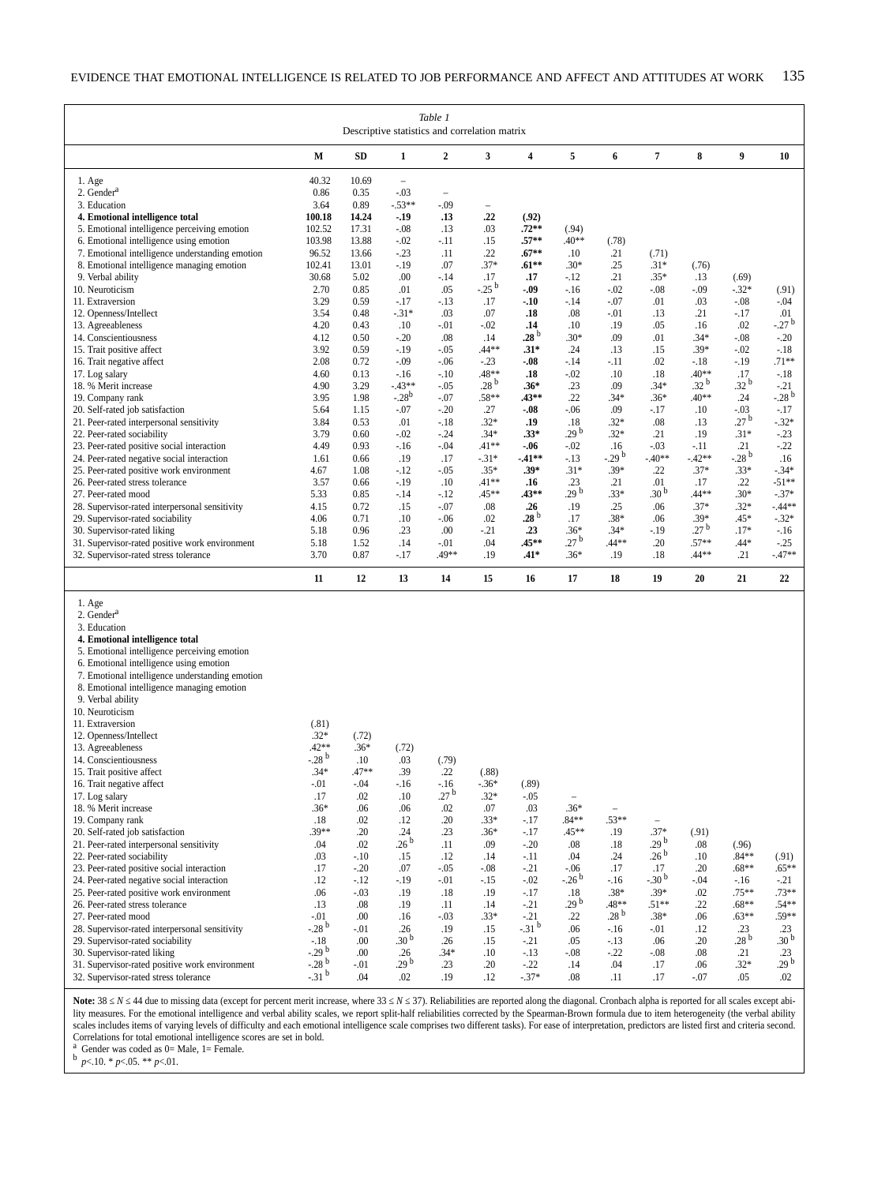*Table 1*
Descriptive statistics and correlation matrix

| | M | SD | 1 | 2 | 3 | 4 | 5 | 6 | 7 | 8 | 9 | 10 |
|---|---|---|---|---|---|---|---|---|---|---|---|---|
| 1. Age | 40.32 | 10.69 | – | | | | | | | | | |
| 2. Gender[a] | 0.86 | 0.35 | -.03 | – | | | | | | | | |
| 3. Education | 3.64 | 0.89 | -.53** | -.09 | – | | | | | | | |
| **4. Emotional intelligence total** | **100.18** | **14.24** | **-.19** | **.13** | **.22** | **(.92)** | | | | | | |
| 5. Emotional intelligence perceiving emotion | 102.52 | 17.31 | -.08 | .13 | .03 | **.72**** | (.94) | | | | | |
| 6. Emotional intelligence using emotion | 103.98 | 13.88 | -.02 | -.11 | .15 | **.57**** | .40** | (.78) | | | | |
| 7. Emotional intelligence understanding emotion | 96.52 | 13.66 | -.23 | .11 | .22 | **.67**** | .10 | .21 | (.71) | | | |
| 8. Emotional intelligence managing emotion | 102.41 | 13.01 | -.19 | .07 | .37* | **.61**** | .30* | .25 | .31* | (.76) | | |
| 9. Verbal ability | 30.68 | 5.02 | .00 | -.14 | .17 | **.17** | -.12 | .21 | .35* | .13 | (.69) | |
| 10. Neuroticism | 2.70 | 0.85 | .01 | .05 | -.25 [b] | **-.09** | -.16 | -.02 | -.08 | -.09 | -.32* | (.91) |
| 11. Extraversion | 3.29 | 0.59 | -.17 | -.13 | .17 | **-.10** | -.14 | -.07 | .01 | .03 | -.08 | -.04 |
| 12. Openness/Intellect | 3.54 | 0.48 | -.31* | .03 | .07 | **.18** | .08 | -.01 | .13 | .21 | -.17 | .01 |
| 13. Agreeableness | 4.20 | 0.43 | .10 | -.01 | -.02 | **.14** | .10 | .19 | .05 | .16 | .02 | -.27 [b] |
| 14. Conscientiousness | 4.12 | 0.50 | -.20 | .08 | .14 | **.28 [b]** | .30* | .09 | .01 | .34* | -.08 | -.20 |
| 15. Trait positive affect | 3.92 | 0.59 | -.19 | -.05 | .44** | **.31*** | .24 | .13 | .15 | .39* | -.02 | -.18 |
| 16. Trait negative affect | 2.08 | 0.72 | -.09 | -.06 | -.23 | **-.08** | -.14 | -.11 | .02 | -.18 | -.19 | .71** |
| 17. Log salary | 4.60 | 0.13 | -.16 | -.10 | .48** | **.18** | -.02 | .10 | .18 | .40** | .17 | -.18 |
| 18. % Merit increase | 4.90 | 3.29 | -.43** | -.05 | .28 [b] | **.36*** | .23 | .09 | .34* | .32 [b] | .32 [b] | -.21 |
| 19. Company rank | 3.95 | 1.98 | -.28[b] | -.07 | .58** | **.43**** | .22 | .34* | .36* | .40** | .24 | -.28 [b] |
| 20. Self-rated job satisfaction | 5.64 | 1.15 | -.07 | -.20 | .27 | **-.08** | -.06 | .09 | -.17 | .10 | -.03 | -.17 |
| 21. Peer-rated interpersonal sensitivity | 3.84 | 0.53 | .01 | -.18 | .32* | **.19** | .18 | .32* | .08 | .13 | .27 [b] | -.32* |
| 22. Peer-rated sociability | 3.79 | 0.60 | -.02 | -.24 | .34* | **.33*** | .29 [b] | .32* | .21 | .19 | .31* | -.23 |
| 23. Peer-rated positive social interaction | 4.49 | 0.93 | -.16 | -.04 | .41** | **-.06** | -.02 | .16 | -.03 | -.11 | .21 | -.22 |
| 24. Peer-rated negative social interaction | 1.61 | 0.66 | .19 | .17 | -.31* | **-.41**** | -.13 | -.29 [b] | -.40** | -.42** | -.28 [b] | .16 |
| 25. Peer-rated positive work environment | 4.67 | 1.08 | -.12 | -.05 | .35* | **.39*** | .31* | .39* | .22 | .37* | .33* | -.34* |
| 26. Peer-rated stress tolerance | 3.57 | 0.66 | -.19 | .10 | .41** | **.16** | .23 | .21 | .01 | .17 | .22 | -51** |
| 27. Peer-rated mood | 5.33 | 0.85 | -.14 | -.12 | .45** | **.43**** | .29 [b] | .33* | .30 [b] | .44** | .30* | -.37* |
| 28. Supervisor-rated interpersonal sensitivity | 4.15 | 0.72 | .15 | -.07 | .08 | **.26** | .19 | .25 | .06 | .37* | .32* | -.44** |
| 29. Supervisor-rated sociability | 4.06 | 0.71 | .10 | -.06 | .02 | **.28 [b]** | .17 | .38* | .06 | .39* | .45* | -.32* |
| 30. Supervisor-rated liking | 5.18 | 0.96 | .23 | .00 | -.21 | **.23** | .36* | .34* | -.19 | .27 [b] | .17* | -.16 |
| 31. Supervisor-rated positive work environment | 5.18 | 1.52 | .14 | -.01 | .04 | **.45**** | .27 [b] | .44** | .20 | .57** | .44* | -.25 |
| 32. Supervisor-rated stress tolerance | 3.70 | 0.87 | -.17 | .49** | .19 | **.41*** | .36* | .19 | .18 | .44** | .21 | -.47** |

| | 11 | 12 | 13 | 14 | 15 | 16 | 17 | 18 | 19 | 20 | 21 | 22 |
|---|---|---|---|---|---|---|---|---|---|---|---|---|
| 1. Age | | | | | | | | | | | | |
| 2. Gender[a] | | | | | | | | | | | | |
| 3. Education | | | | | | | | | | | | |
| **4. Emotional intelligence total** | | | | | | | | | | | | |
| 5. Emotional intelligence perceiving emotion | | | | | | | | | | | | |
| 6. Emotional intelligence using emotion | | | | | | | | | | | | |
| 7. Emotional intelligence understanding emotion | | | | | | | | | | | | |
| 8. Emotional intelligence managing emotion | | | | | | | | | | | | |
| 9. Verbal ability | | | | | | | | | | | | |
| 10. Neuroticism | | | | | | | | | | | | |
| 11. Extraversion | (.81) | | | | | | | | | | | |
| 12. Openness/Intellect | .32* | (.72) | | | | | | | | | | |
| 13. Agreeableness | .42** | .36* | (.72) | | | | | | | | | |
| 14. Conscientiousness | -.28 [b] | .10 | .03 | (.79) | | | | | | | | |
| 15. Trait positive affect | .34* | .47** | .39 | .22 | (.88) | | | | | | | |
| 16. Trait negative affect | -.01 | -.04 | -.16 | -.16 | -.36* | (.89) | | | | | | |
| 17. Log salary | .17 | .02 | .10 | .27 [b] | .32* | -.05 | – | | | | | |
| 18. % Merit increase | .36* | .06 | .06 | .02 | .07 | .03 | .36* | – | | | | |
| 19. Company rank | .18 | .02 | .12 | .20 | .33* | -.17 | .84** | .53** | – | | | |
| 20. Self-rated job satisfaction | .39** | .20 | .24 | .23 | .36* | -.17 | .45** | .19 | .37* | (.91) | | |
| 21. Peer-rated interpersonal sensitivity | .04 | .02 | .26 [b] | .11 | .09 | -.20 | .08 | .18 | .29 [b] | .08 | (.96) | |
| 22. Peer-rated sociability | .03 | -.10 | .15 | .12 | .14 | -.11 | .04 | .24 | .26 [b] | .10 | .84** | (.91) |
| 23. Peer-rated positive social interaction | .17 | -.20 | .07 | -.05 | -.08 | -.21 | -.06 | .17 | .17 | .20 | .68** | .65** |
| 24. Peer-rated negative social interaction | .12 | -.12 | -.19 | -.01 | -.15 | -.02 | -.26 [b] | -.16 | -.30 [b] | -.04 | -.16 | -.21 |
| 25. Peer-rated positive work environment | .06 | -.03 | .19 | .18 | .19 | -.17 | .18 | .38* | .39* | .02 | .75** | .73** |
| 26. Peer-rated stress tolerance | .13 | .08 | .19 | .11 | .14 | -.21 | .29 [b] | .48** | .51** | .22 | .68** | .54** |
| 27. Peer-rated mood | -.01 | .00 | .16 | -.03 | .33* | -.21 | .22 | .28 [b] | .38* | .06 | .63** | .59** |
| 28. Supervisor-rated interpersonal sensitivity | -.28 [b] | -.01 | .26 | .19 | .15 | -.31 [b] | .06 | -.16 | -.01 | .12 | .23 | .23 |
| 29. Supervisor-rated sociability | -.18 | .00 | .30 [b] | .26 | .15 | -.21 | .05 | -.13 | .06 | .20 | .28 [b] | .30 [b] |
| 30. Supervisor-rated liking | -.29 [b] | .00 | .26 | .34* | .10 | -.13 | -.08 | -.22 | -.08 | .08 | .21 | .23 |
| 31. Supervisor-rated positive work environment | -.28 [b] | -.01 | .29 [b] | .23 | .20 | -.22 | .14 | .04 | .17 | .06 | .32* | .29 [b] |
| 32. Supervisor-rated stress tolerance | -.31 [b] | .04 | .02 | .19 | .12 | -.37* | .08 | .11 | .17 | -.07 | .05 | .02 |

**Note:** $38 \leq N \leq 44$ due to missing data (except for percent merit increase, where $33 \leq N \leq 37$). Reliabilities are reported along the diagonal. Cronbach alpha is reported for all scales except ability measures. For the emotional intelligence and verbal ability scales, we report split-half reliabilities corrected by the Spearman-Brown formula due to item heterogeneity (the verbal ability scales includes items of varying levels of difficulty and each emotional intelligence scale comprises two different tasks). For ease of interpretation, predictors are listed first and criteria second. Correlations for total emotional intelligence scores are set in bold.

[a] Gender was coded as 0= Male, 1= Female.

[b] $p$<.10. * $p$<.05. ** $p$<.01.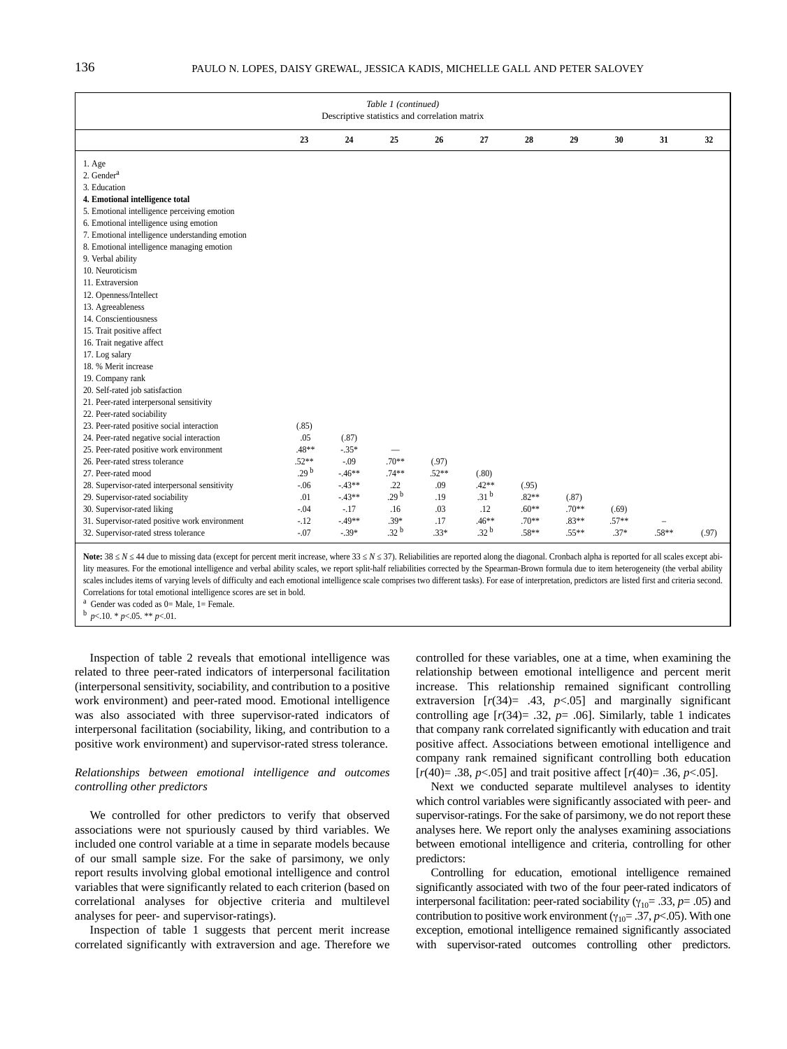Table 1 (continued)
Descriptive statistics and correlation matrix

| | 23 | 24 | 25 | 26 | 27 | 28 | 29 | 30 | 31 | 32 |
|---|---|---|---|---|---|---|---|---|---|---|
| 1. Age | | | | | | | | | | |
| 2. Gender[a] | | | | | | | | | | |
| 3. Education | | | | | | | | | | |
| **4. Emotional intelligence total** | | | | | | | | | | |
| 5. Emotional intelligence perceiving emotion | | | | | | | | | | |
| 6. Emotional intelligence using emotion | | | | | | | | | | |
| 7. Emotional intelligence understanding emotion | | | | | | | | | | |
| 8. Emotional intelligence managing emotion | | | | | | | | | | |
| 9. Verbal ability | | | | | | | | | | |
| 10. Neuroticism | | | | | | | | | | |
| 11. Extraversion | | | | | | | | | | |
| 12. Openness/Intellect | | | | | | | | | | |
| 13. Agreeableness | | | | | | | | | | |
| 14. Conscientiousness | | | | | | | | | | |
| 15. Trait positive affect | | | | | | | | | | |
| 16. Trait negative affect | | | | | | | | | | |
| 17. Log salary | | | | | | | | | | |
| 18. % Merit increase | | | | | | | | | | |
| 19. Company rank | | | | | | | | | | |
| 20. Self-rated job satisfaction | | | | | | | | | | |
| 21. Peer-rated interpersonal sensitivity | | | | | | | | | | |
| 22. Peer-rated sociability | | | | | | | | | | |
| 23. Peer-rated positive social interaction | (.85) | | | | | | | | | |
| 24. Peer-rated negative social interaction | .05 | (.87) | | | | | | | | |
| 25. Peer-rated positive work environment | .48** | -.35* | — | | | | | | | |
| 26. Peer-rated stress tolerance | .52** | -.09 | .70** | (.97) | | | | | | |
| 27. Peer-rated mood | .29 [b] | -.46** | .74** | .52** | (.80) | | | | | |
| 28. Supervisor-rated interpersonal sensitivity | -.06 | -.43** | .22 | .09 | .42** | (.95) | | | | |
| 29. Supervisor-rated sociability | .01 | -.43** | .29 [b] | .19 | .31 [b] | .82** | (.87) | | | |
| 30. Supervisor-rated liking | -.04 | -.17 | .16 | .03 | .12 | .60** | .70** | (.69) | | |
| 31. Supervisor-rated positive work environment | -.12 | -.49** | .39* | .17 | .46** | .70** | .83** | .57** | – | |
| 32. Supervisor-rated stress tolerance | -.07 | -.39* | .32 [b] | .33* | .32 [b] | .58** | .55** | .37* | .58** | (.97) |

**Note:** $38 \le N \le 44$ due to missing data (except for percent merit increase, where $33 \le N \le 37$). Reliabilities are reported along the diagonal. Cronbach alpha is reported for all scales except ability measures. For the emotional intelligence and verbal ability scales, we report split-half reliabilities corrected by the Spearman-Brown formula due to item heterogeneity (the verbal ability scales includes items of varying levels of difficulty and each emotional intelligence scale comprises two different tasks). For ease of interpretation, predictors are listed first and criteria second. Correlations for total emotional intelligence scores are set in bold.
[a] Gender was coded as 0= Male, 1= Female.
[b] $p<.10$. * $p<.05$. ** $p<.01$.

Inspection of table 2 reveals that emotional intelligence was related to three peer-rated indicators of interpersonal facilitation (interpersonal sensitivity, sociability, and contribution to a positive work environment) and peer-rated mood. Emotional intelligence was also associated with three supervisor-rated indicators of interpersonal facilitation (sociability, liking, and contribution to a positive work environment) and supervisor-rated stress tolerance.

### *Relationships between emotional intelligence and outcomes controlling other predictors*

We controlled for other predictors to verify that observed associations were not spuriously caused by third variables. We included one control variable at a time in separate models because of our small sample size. For the sake of parsimony, we only report results involving global emotional intelligence and control variables that were significantly related to each criterion (based on correlational analyses for objective criteria and multilevel analyses for peer- and supervisor-ratings).

Inspection of table 1 suggests that percent merit increase correlated significantly with extraversion and age. Therefore we controlled for these variables, one at a time, when examining the relationship between emotional intelligence and percent merit increase. This relationship remained significant controlling extraversion [$r(34)= .43$, $p<.05$] and marginally significant controlling age [$r(34)= .32$, $p= .06$]. Similarly, table 1 indicates that company rank correlated significantly with education and trait positive affect. Associations between emotional intelligence and company rank remained significant controlling both education [$r(40)= .38$, $p<.05$] and trait positive affect [$r(40)= .36$, $p<.05$].

Next we conducted separate multilevel analyses to identity which control variables were significantly associated with peer- and supervisor-ratings. For the sake of parsimony, we do not report these analyses here. We report only the analyses examining associations between emotional intelligence and criteria, controlling for other predictors:

Controlling for education, emotional intelligence remained significantly associated with two of the four peer-rated indicators of interpersonal facilitation: peer-rated sociability ($\gamma_{10}= .33$, $p= .05$) and contribution to positive work environment ($\gamma_{10}= .37$, $p<.05$). With one exception, emotional intelligence remained significantly associated with supervisor-rated outcomes controlling other predictors.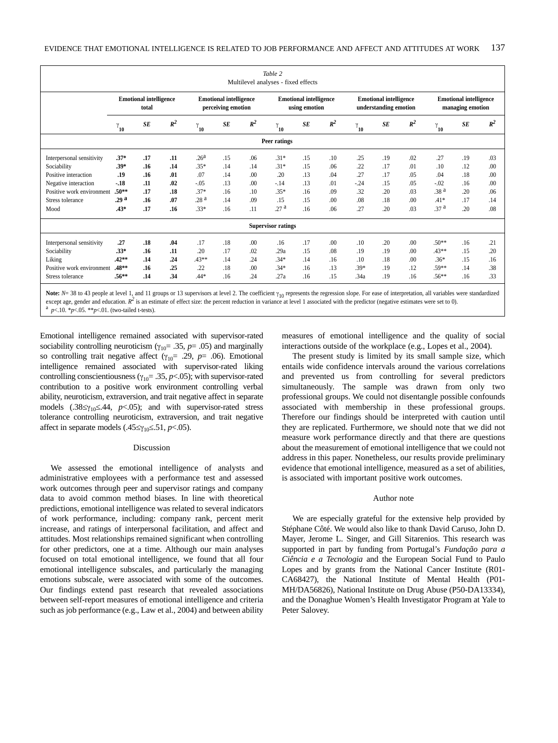*Table 2*
Multilevel analyses - fixed effects

| | Emotional intelligence total | | | Emotional intelligence perceiving emotion | | | Emotional intelligence using emotion | | | Emotional intelligence understanding emotion | | | Emotional intelligence managing emotion | | |
|---|---|---|---|---|---|---|---|---|---|---|---|---|---|---|---|
| | $\gamma_{10}$ | *SE* | $R^2$ | $\gamma_{10}$ | *SE* | $R^2$ | $\gamma_{10}$ | *SE* | $R^2$ | $\gamma_{10}$ | *SE* | $R^2$ | $\gamma_{10}$ | *SE* | $R^2$ |
| **Peer ratings** | | | | | | | | | | | | | | | |
| Interpersonal sensitivity | **.37*** | **.17** | **.11** | .26[a] | .15 | .06 | .31* | .15 | .10 | .25 | .19 | .02 | .27 | .19 | .03 |
| Sociability | **.39*** | **.16** | **.14** | .35* | .14 | .14 | .31* | .15 | .06 | .22 | .17 | .01 | .10 | .12 | .00 |
| Positive interaction | **.19** | **.16** | **.01** | .07 | .14 | .00 | .20 | .13 | .04 | .27 | .17 | .05 | .04 | .18 | .00 |
| Negative interaction | **-.18** | **.11** | **.02** | -.05 | .13 | .00 | -.14 | .13 | .01 | -.24 | .15 | .05 | -.02 | .16 | .00 |
| Positive work environment | **.50**** | **.17** | **.18** | .37* | .16 | .10 | .35* | .16 | .09 | .32 | .20 | .03 | .38 [a] | .20 | .06 |
| Stress tolerance | **.29 [a]** | **.16** | **.07** | .28 [a] | .14 | .09 | .15 | .15 | .00 | .08 | .18 | .00 | .41* | .17 | .14 |
| Mood | **.43*** | **.17** | **.16** | .33* | .16 | .11 | .27 [a] | .16 | .06 | .27 | .20 | .03 | .37 [a] | .20 | .08 |
| **Supervisor ratings** | | | | | | | | | | | | | | | |
| Interpersonal sensitivity | **.27** | **.18** | **.04** | .17 | .18 | .00 | .16 | .17 | .00 | .10 | .20 | .00 | .50** | .16 | .21 |
| Sociability | **.33*** | **.16** | **.11** | .20 | .17 | .02 | .29a | .15 | .08 | .19 | .19 | .00 | .43** | .15 | .20 |
| Liking | **.42**** | **.14** | **.24** | .43** | .14 | .24 | .34* | .14 | .16 | .10 | .18 | .00 | .36* | .15 | .16 |
| Positive work environment | **.48**** | **.16** | **.25** | .22 | .18 | .00 | .34* | .16 | .13 | .39* | .19 | .12 | .59** | .14 | .38 |
| Stress tolerance | **.56**** | **.14** | **.34** | .44* | .16 | .24 | .27a | .16 | .15 | .34a | .19 | .16 | .56** | .16 | .33 |

**Note:** *N*= 38 to 43 people at level 1, and 11 groups or 13 supervisors at level 2. The coefficient $\gamma_{10}$ represents the regression slope. For ease of interpretation, all variables were standardized except age, gender and education. $R^2$ is an estimate of effect size: the percent reduction in variance at level 1 associated with the predictor (negative estimates were set to 0).
[a] *p*<.10. \**p*<.05. \*\**p*<.01. (two-tailed t-tests).

Emotional intelligence remained associated with supervisor-rated sociability controlling neuroticism ($\gamma_{10}$= .35, *p*= .05) and marginally so controlling trait negative affect ($\gamma_{10}$= .29, *p*= .06). Emotional intelligence remained associated with supervisor-rated liking controlling conscientiousness ($\gamma_{10}$= .35, *p*<.05); with supervisor-rated contribution to a positive work environment controlling verbal ability, neuroticism, extraversion, and trait negative affect in separate models ($.38 \leq \gamma_{10} \leq .44$, *p*<.05); and with supervisor-rated stress tolerance controlling neuroticism, extraversion, and trait negative affect in separate models ($.45 \leq \gamma_{10} \leq .51$, *p*<.05).

## Discussion

We assessed the emotional intelligence of analysts and administrative employees with a performance test and assessed work outcomes through peer and supervisor ratings and company data to avoid common method biases. In line with theoretical predictions, emotional intelligence was related to several indicators of work performance, including: company rank, percent merit increase, and ratings of interpersonal facilitation, and affect and attitudes. Most relationships remained significant when controlling for other predictors, one at a time. Although our main analyses focused on total emotional intelligence, we found that all four emotional intelligence subscales, and particularly the managing emotions subscale, were associated with some of the outcomes. Our findings extend past research that revealed associations between self-report measures of emotional intelligence and criteria such as job performance (e.g., Law et al., 2004) and between ability measures of emotional intelligence and the quality of social interactions outside of the workplace (e.g., Lopes et al., 2004).

The present study is limited by its small sample size, which entails wide confidence intervals around the various correlations and prevented us from controlling for several predictors simultaneously. The sample was drawn from only two professional groups. We could not disentangle possible confounds associated with membership in these professional groups. Therefore our findings should be interpreted with caution until they are replicated. Furthermore, we should note that we did not measure work performance directly and that there are questions about the measurement of emotional intelligence that we could not address in this paper. Nonetheless, our results provide preliminary evidence that emotional intelligence, measured as a set of abilities, is associated with important positive work outcomes.

## Author note

We are especially grateful for the extensive help provided by Stéphane Côté. We would also like to thank David Caruso, John D. Mayer, Jerome L. Singer, and Gill Sitarenios. This research was supported in part by funding from Portugal's *Fundação para a Ciência e a Tecnologia* and the European Social Fund to Paulo Lopes and by grants from the National Cancer Institute (R01-CA68427), the National Institute of Mental Health (P01-MH/DA56826), National Institute on Drug Abuse (P50-DA13334), and the Donaghue Women's Health Investigator Program at Yale to Peter Salovey.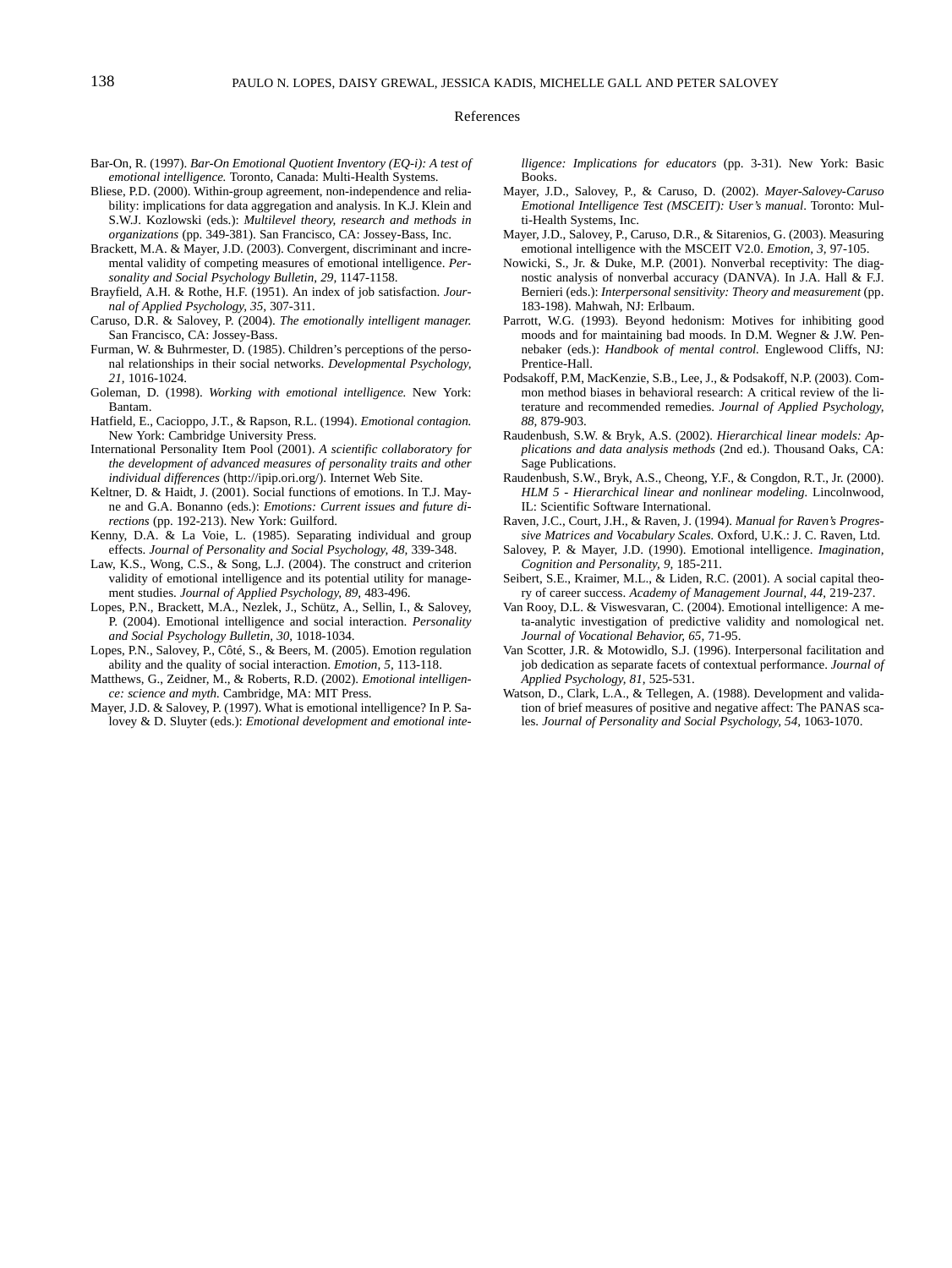## References

Bar-On, R. (1997). *Bar-On Emotional Quotient Inventory (EQ-i): A test of emotional intelligence.* Toronto, Canada: Multi-Health Systems.

Bliese, P.D. (2000). Within-group agreement, non-independence and reliability: implications for data aggregation and analysis. In K.J. Klein and S.W.J. Kozlowski (eds.): *Multilevel theory, research and methods in organizations* (pp. 349-381). San Francisco, CA: Jossey-Bass, Inc.

Brackett, M.A. & Mayer, J.D. (2003). Convergent, discriminant and incremental validity of competing measures of emotional intelligence. *Personality and Social Psychology Bulletin, 29,* 1147-1158.

Brayfield, A.H. & Rothe, H.F. (1951). An index of job satisfaction. *Journal of Applied Psychology, 35,* 307-311.

Caruso, D.R. & Salovey, P. (2004). *The emotionally intelligent manager.* San Francisco, CA: Jossey-Bass.

Furman, W. & Buhrmester, D. (1985). Children's perceptions of the personal relationships in their social networks. *Developmental Psychology, 21,* 1016-1024.

Goleman, D. (1998). *Working with emotional intelligence.* New York: Bantam.

Hatfield, E., Cacioppo, J.T., & Rapson, R.L. (1994). *Emotional contagion.* New York: Cambridge University Press.

International Personality Item Pool (2001). *A scientific collaboratory for the development of advanced measures of personality traits and other individual differences* (http://ipip.ori.org/). Internet Web Site.

Keltner, D. & Haidt, J. (2001). Social functions of emotions. In T.J. Mayne and G.A. Bonanno (eds.): *Emotions: Current issues and future directions* (pp. 192-213). New York: Guilford.

Kenny, D.A. & La Voie, L. (1985). Separating individual and group effects. *Journal of Personality and Social Psychology, 48,* 339-348.

Law, K.S., Wong, C.S., & Song, L.J. (2004). The construct and criterion validity of emotional intelligence and its potential utility for management studies. *Journal of Applied Psychology, 89,* 483-496.

Lopes, P.N., Brackett, M.A., Nezlek, J., Schütz, A., Sellin, I., & Salovey, P. (2004). Emotional intelligence and social interaction. *Personality and Social Psychology Bulletin, 30,* 1018-1034.

Lopes, P.N., Salovey, P., Côté, S., & Beers, M. (2005). Emotion regulation ability and the quality of social interaction. *Emotion, 5,* 113-118.

Matthews, G., Zeidner, M., & Roberts, R.D. (2002). *Emotional intelligence: science and myth.* Cambridge, MA: MIT Press.

Mayer, J.D. & Salovey, P. (1997). What is emotional intelligence? In P. Salovey & D. Sluyter (eds.): *Emotional development and emotional intelligence: Implications for educators* (pp. 3-31). New York: Basic Books.

Mayer, J.D., Salovey, P., & Caruso, D. (2002). *Mayer-Salovey-Caruso Emotional Intelligence Test (MSCEIT): User's manual*. Toronto: Multi-Health Systems, Inc.

Mayer, J.D., Salovey, P., Caruso, D.R., & Sitarenios, G. (2003). Measuring emotional intelligence with the MSCEIT V2.0. *Emotion, 3,* 97-105.

Nowicki, S., Jr. & Duke, M.P. (2001). Nonverbal receptivity: The diagnostic analysis of nonverbal accuracy (DANVA). In J.A. Hall & F.J. Bernieri (eds.): *Interpersonal sensitivity: Theory and measurement* (pp. 183-198). Mahwah, NJ: Erlbaum.

Parrott, W.G. (1993). Beyond hedonism: Motives for inhibiting good moods and for maintaining bad moods. In D.M. Wegner & J.W. Pennebaker (eds.): *Handbook of mental control.* Englewood Cliffs, NJ: Prentice-Hall.

Podsakoff, P.M, MacKenzie, S.B., Lee, J., & Podsakoff, N.P. (2003). Common method biases in behavioral research: A critical review of the literature and recommended remedies. *Journal of Applied Psychology, 88,* 879-903.

Raudenbush, S.W. & Bryk, A.S. (2002). *Hierarchical linear models: Applications and data analysis methods* (2nd ed.). Thousand Oaks, CA: Sage Publications.

Raudenbush, S.W., Bryk, A.S., Cheong, Y.F., & Congdon, R.T., Jr. (2000). *HLM 5 - Hierarchical linear and nonlinear modeling.* Lincolnwood, IL: Scientific Software International.

Raven, J.C., Court, J.H., & Raven, J. (1994). *Manual for Raven's Progressive Matrices and Vocabulary Scales.* Oxford, U.K.: J. C. Raven, Ltd.

Salovey, P. & Mayer, J.D. (1990). Emotional intelligence. *Imagination, Cognition and Personality, 9,* 185-211.

Seibert, S.E., Kraimer, M.L., & Liden, R.C. (2001). A social capital theory of career success. *Academy of Management Journal, 44,* 219-237.

Van Rooy, D.L. & Viswesvaran, C. (2004). Emotional intelligence: A meta-analytic investigation of predictive validity and nomological net. *Journal of Vocational Behavior, 65,* 71-95.

Van Scotter, J.R. & Motowidlo, S.J. (1996). Interpersonal facilitation and job dedication as separate facets of contextual performance. *Journal of Applied Psychology, 81,* 525-531.

Watson, D., Clark, L.A., & Tellegen, A. (1988). Development and validation of brief measures of positive and negative affect: The PANAS scales. *Journal of Personality and Social Psychology, 54,* 1063-1070.